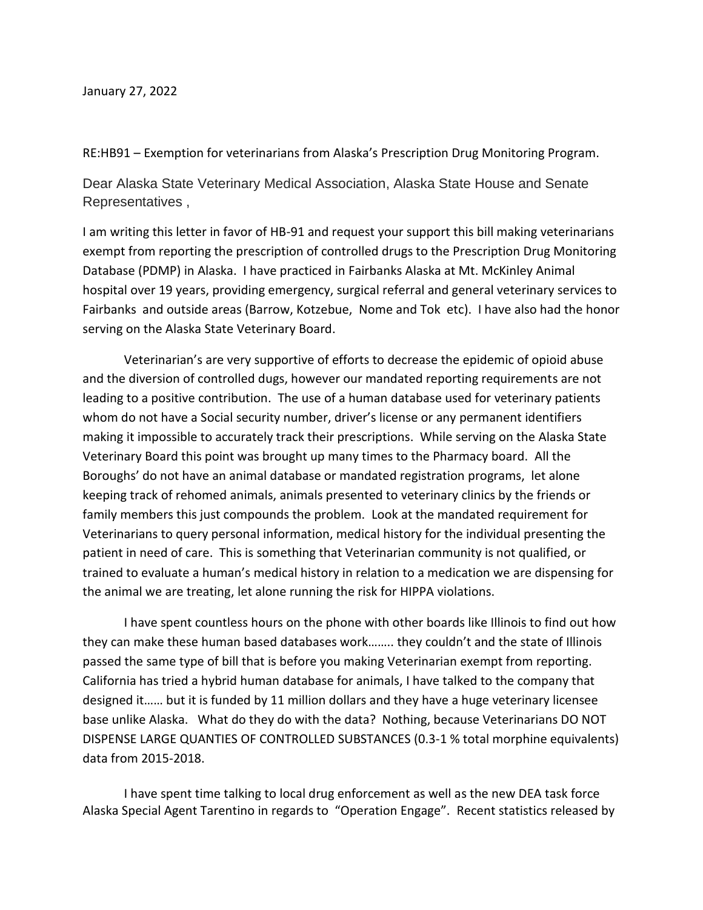January 27, 2022

RE:HB91 – Exemption for veterinarians from Alaska's Prescription Drug Monitoring Program.

Dear Alaska State Veterinary Medical Association, Alaska State House and Senate Representatives ,

I am writing this letter in favor of HB-91 and request your support this bill making veterinarians exempt from reporting the prescription of controlled drugs to the Prescription Drug Monitoring Database (PDMP) in Alaska. I have practiced in Fairbanks Alaska at Mt. McKinley Animal hospital over 19 years, providing emergency, surgical referral and general veterinary services to Fairbanks and outside areas (Barrow, Kotzebue, Nome and Tok etc). I have also had the honor serving on the Alaska State Veterinary Board.

Veterinarian's are very supportive of efforts to decrease the epidemic of opioid abuse and the diversion of controlled dugs, however our mandated reporting requirements are not leading to a positive contribution. The use of a human database used for veterinary patients whom do not have a Social security number, driver's license or any permanent identifiers making it impossible to accurately track their prescriptions. While serving on the Alaska State Veterinary Board this point was brought up many times to the Pharmacy board. All the Boroughs' do not have an animal database or mandated registration programs, let alone keeping track of rehomed animals, animals presented to veterinary clinics by the friends or family members this just compounds the problem. Look at the mandated requirement for Veterinarians to query personal information, medical history for the individual presenting the patient in need of care. This is something that Veterinarian community is not qualified, or trained to evaluate a human's medical history in relation to a medication we are dispensing for the animal we are treating, let alone running the risk for HIPPA violations.

I have spent countless hours on the phone with other boards like Illinois to find out how they can make these human based databases work…….. they couldn't and the state of Illinois passed the same type of bill that is before you making Veterinarian exempt from reporting. California has tried a hybrid human database for animals, I have talked to the company that designed it…… but it is funded by 11 million dollars and they have a huge veterinary licensee base unlike Alaska. What do they do with the data? Nothing, because Veterinarians DO NOT DISPENSE LARGE QUANTIES OF CONTROLLED SUBSTANCES (0.3-1 % total morphine equivalents) data from 2015-2018.

I have spent time talking to local drug enforcement as well as the new DEA task force Alaska Special Agent Tarentino in regards to "Operation Engage". Recent statistics released by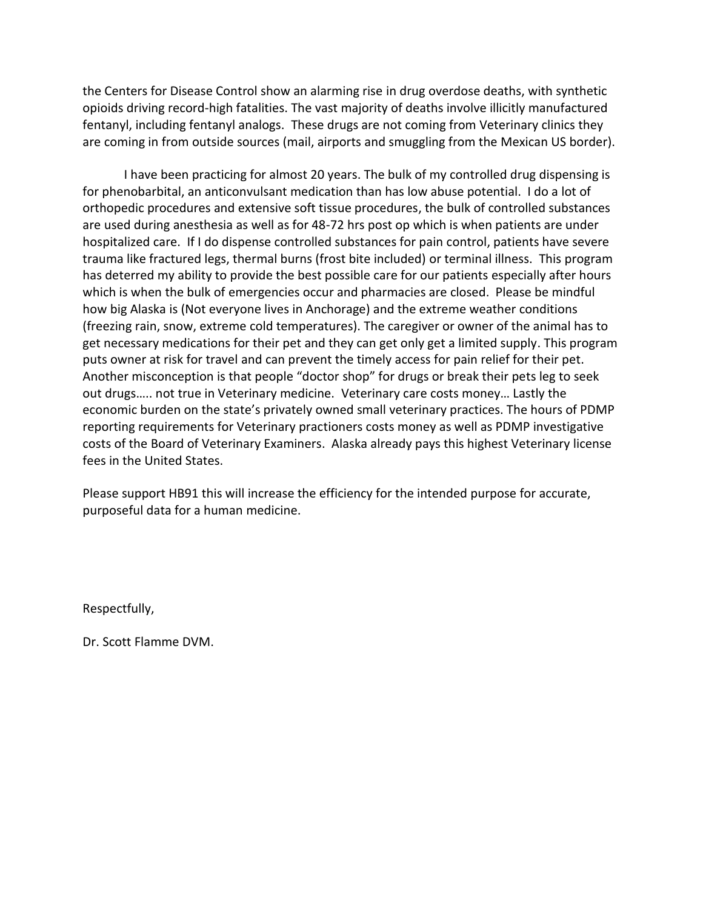the Centers for Disease Control show an alarming rise in drug overdose deaths, with synthetic opioids driving record-high fatalities. The vast majority of deaths involve illicitly manufactured fentanyl, including fentanyl analogs. These drugs are not coming from Veterinary clinics they are coming in from outside sources (mail, airports and smuggling from the Mexican US border).

I have been practicing for almost 20 years. The bulk of my controlled drug dispensing is for phenobarbital, an anticonvulsant medication than has low abuse potential. I do a lot of orthopedic procedures and extensive soft tissue procedures, the bulk of controlled substances are used during anesthesia as well as for 48-72 hrs post op which is when patients are under hospitalized care. If I do dispense controlled substances for pain control, patients have severe trauma like fractured legs, thermal burns (frost bite included) or terminal illness. This program has deterred my ability to provide the best possible care for our patients especially after hours which is when the bulk of emergencies occur and pharmacies are closed. Please be mindful how big Alaska is (Not everyone lives in Anchorage) and the extreme weather conditions (freezing rain, snow, extreme cold temperatures). The caregiver or owner of the animal has to get necessary medications for their pet and they can get only get a limited supply. This program puts owner at risk for travel and can prevent the timely access for pain relief for their pet. Another misconception is that people "doctor shop" for drugs or break their pets leg to seek out drugs….. not true in Veterinary medicine. Veterinary care costs money… Lastly the economic burden on the state's privately owned small veterinary practices. The hours of PDMP reporting requirements for Veterinary practioners costs money as well as PDMP investigative costs of the Board of Veterinary Examiners. Alaska already pays this highest Veterinary license fees in the United States.

Please support HB91 this will increase the efficiency for the intended purpose for accurate, purposeful data for a human medicine.

Respectfully,

Dr. Scott Flamme DVM.